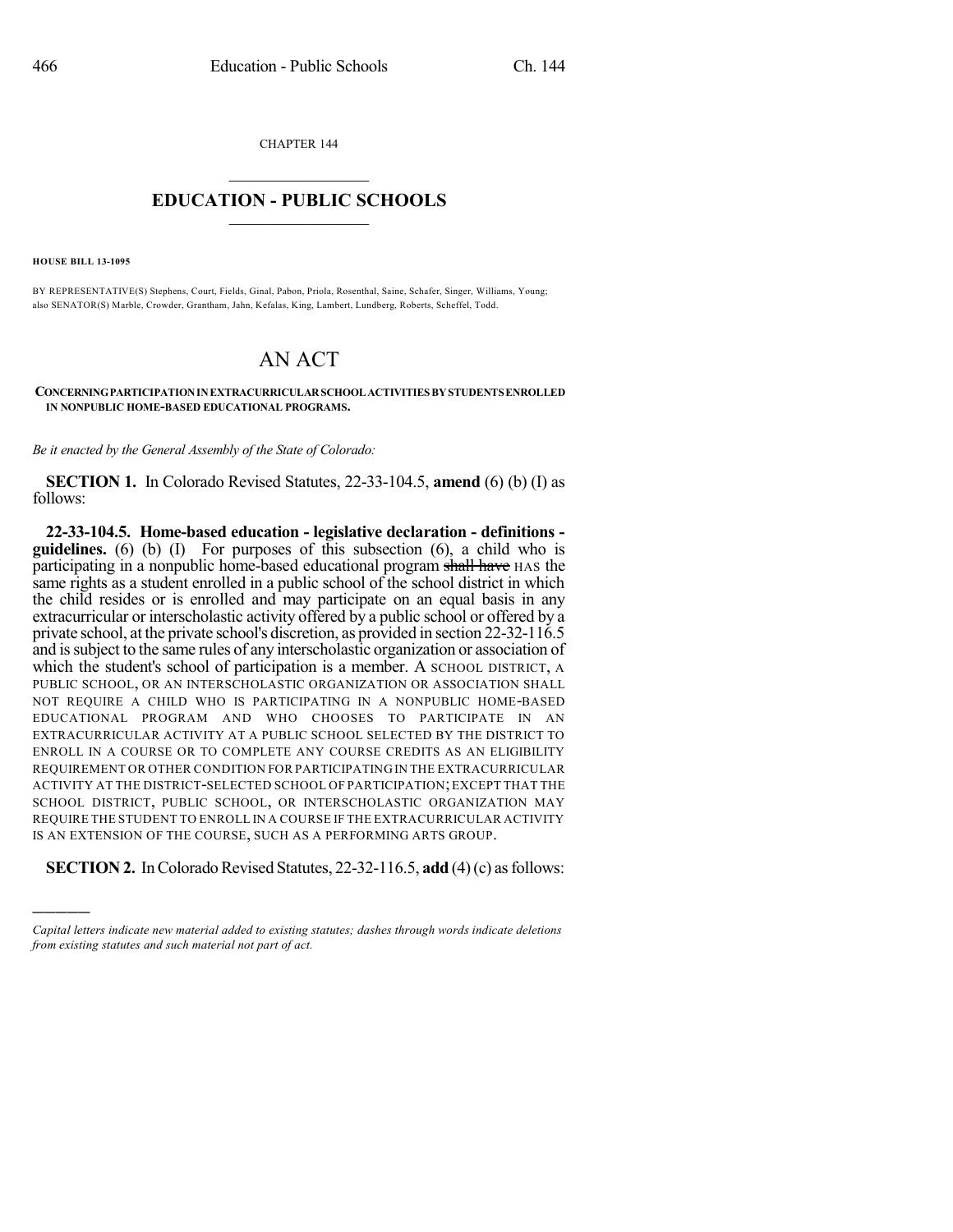CHAPTER 144

# EDUCATION - PUBLIC SCHOOLS

**HOUSE BILL 13-1095**

BY REPRESENTATIVE(S) Stephens, Court, Fields, Ginal, Pabon, Priola, Rosenthal, Saine, Schafer, Singer, Williams, Young; also SENATOR(S) Marble, Crowder, Grantham, Jahn, Kefalas, King, Lambert, Lundberg, Roberts, Scheffel, Todd.

# AN ACT

**CONCERNING PARTICIPATION IN EXTRACURRICULAR SCHOOL ACTIVITIES BY STUDENTS ENROLLED IN NONPUBLIC HOME-BASED EDUCATIONAL PROGRAMS.**

*Be it enacted by the General Assembly of the State of Colorado:*

**SECTION 1.** In Colorado Revised Statutes, 22-33-104.5, **amend** (6) (b) (I) as follows:

**22-33-104.5. Home-based education - legislative declaration - definitions - guidelines.** (6) (b) (I) For purposes of this subsection (6), a child who is participating in a nonpublic home-based educational program ~~shall have~~ HAS the same rights as a student enrolled in a public school of the school district in which the child resides or is enrolled and may participate on an equal basis in any extracurricular or interscholastic activity offered by a public school or offered by a private school, at the private school's discretion, as provided in section 22-32-116.5 and is subject to the same rules of any interscholastic organization or association of which the student's school of participation is a member. A SCHOOL DISTRICT, A PUBLIC SCHOOL, OR AN INTERSCHOLASTIC ORGANIZATION OR ASSOCIATION SHALL NOT REQUIRE A CHILD WHO IS PARTICIPATING IN A NONPUBLIC HOME-BASED EDUCATIONAL PROGRAM AND WHO CHOOSES TO PARTICIPATE IN AN EXTRACURRICULAR ACTIVITY AT A PUBLIC SCHOOL SELECTED BY THE DISTRICT TO ENROLL IN A COURSE OR TO COMPLETE ANY COURSE CREDITS AS AN ELIGIBILITY REQUIREMENT OR OTHER CONDITION FOR PARTICIPATING IN THE EXTRACURRICULAR ACTIVITY AT THE DISTRICT-SELECTED SCHOOL OF PARTICIPATION; EXCEPT THAT THE SCHOOL DISTRICT, PUBLIC SCHOOL, OR INTERSCHOLASTIC ORGANIZATION MAY REQUIRE THE STUDENT TO ENROLL IN A COURSE IF THE EXTRACURRICULAR ACTIVITY IS AN EXTENSION OF THE COURSE, SUCH AS A PERFORMING ARTS GROUP.

**SECTION 2.** In Colorado Revised Statutes, 22-32-116.5, **add** (4) (c) as follows:

---

*Capital letters indicate new material added to existing statutes; dashes through words indicate deletions from existing statutes and such material not part of act.*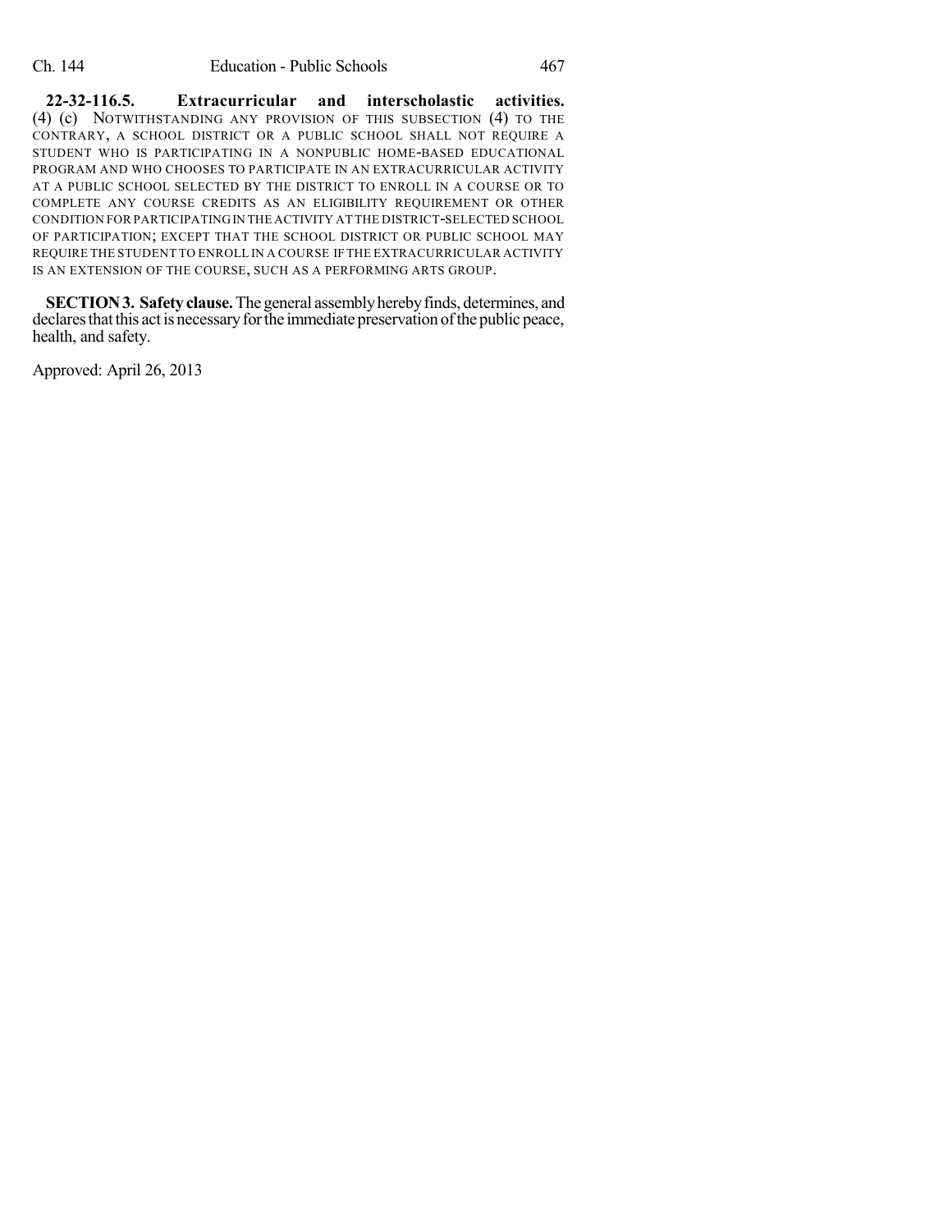**22-32-116.5. Extracurricular and interscholastic activities.** (4) (c) NOTWITHSTANDING ANY PROVISION OF THIS SUBSECTION (4) TO THE CONTRARY, A SCHOOL DISTRICT OR A PUBLIC SCHOOL SHALL NOT REQUIRE A STUDENT WHO IS PARTICIPATING IN A NONPUBLIC HOME-BASED EDUCATIONAL PROGRAM AND WHO CHOOSES TO PARTICIPATE IN AN EXTRACURRICULAR ACTIVITY AT A PUBLIC SCHOOL SELECTED BY THE DISTRICT TO ENROLL IN A COURSE OR TO COMPLETE ANY COURSE CREDITS AS AN ELIGIBILITY REQUIREMENT OR OTHER CONDITION FOR PARTICIPATING IN THE ACTIVITY AT THE DISTRICT-SELECTED SCHOOL OF PARTICIPATION; EXCEPT THAT THE SCHOOL DISTRICT OR PUBLIC SCHOOL MAY REQUIRE THE STUDENT TO ENROLL IN A COURSE IF THE EXTRACURRICULAR ACTIVITY IS AN EXTENSION OF THE COURSE, SUCH AS A PERFORMING ARTS GROUP.

**SECTION 3. Safety clause.** The general assembly hereby finds, determines, and declares that this act is necessary for the immediate preservation of the public peace, health, and safety.

Approved: April 26, 2013